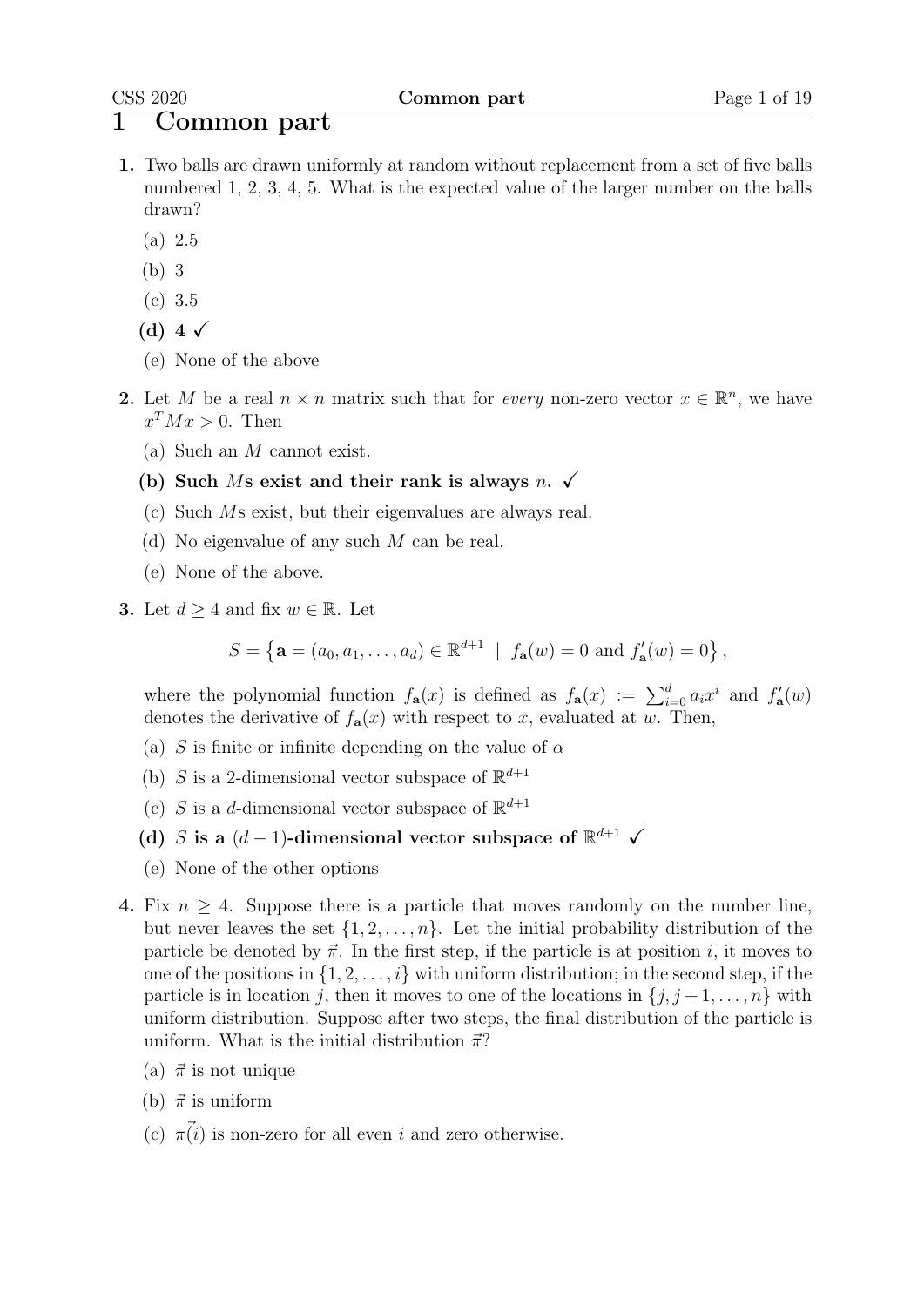# 1 Common part

**1.** Two balls are drawn uniformly at random without replacement from a set of five balls numbered 1, 2, 3, 4, 5. What is the expected value of the larger number on the balls drawn?

(a) 2.5

(b) 3

(c) 3.5

**(d) 4 ✓**

(e) None of the above

**2.** Let $M$ be a real $n \times n$ matrix such that for *every* non-zero vector $x \in \mathbb{R}^n$, we have $x^T M x > 0$. Then

(a) Such an $M$ cannot exist.

**(b) Such $M$s exist and their rank is always $n$. ✓**

(c) Such $M$s exist, but their eigenvalues are always real.

(d) No eigenvalue of any such $M$ can be real.

(e) None of the above.

**3.** Let $d \geq 4$ and fix $w \in \mathbb{R}$. Let

$$S = \left\{ \mathbf{a} = (a_0, a_1, \ldots, a_d) \in \mathbb{R}^{d+1} \mid f_{\mathbf{a}}(w) = 0 \text{ and } f'_{\mathbf{a}}(w) = 0 \right\},$$

where the polynomial function $f_{\mathbf{a}}(x)$ is defined as $f_{\mathbf{a}}(x) := \sum_{i=0}^{d} a_i x^i$ and $f'_{\mathbf{a}}(w)$ denotes the derivative of $f_{\mathbf{a}}(x)$ with respect to $x$, evaluated at $w$. Then,

(a) $S$ is finite or infinite depending on the value of $\alpha$

(b) $S$ is a 2-dimensional vector subspace of $\mathbb{R}^{d+1}$

(c) $S$ is a $d$-dimensional vector subspace of $\mathbb{R}^{d+1}$

**(d) $S$ is a $(d-1)$-dimensional vector subspace of $\mathbb{R}^{d+1}$ ✓**

(e) None of the other options

**4.** Fix $n \geq 4$. Suppose there is a particle that moves randomly on the number line, but never leaves the set $\{1, 2, \ldots, n\}$. Let the initial probability distribution of the particle be denoted by $\vec{\pi}$. In the first step, if the particle is at position $i$, it moves to one of the positions in $\{1, 2, \ldots, i\}$ with uniform distribution; in the second step, if the particle is in location $j$, then it moves to one of the locations in $\{j, j+1, \ldots, n\}$ with uniform distribution. Suppose after two steps, the final distribution of the particle is uniform. What is the initial distribution $\vec{\pi}$?

(a) $\vec{\pi}$ is not unique

(b) $\vec{\pi}$ is uniform

(c) $\vec{\pi(i)}$ is non-zero for all even $i$ and zero otherwise.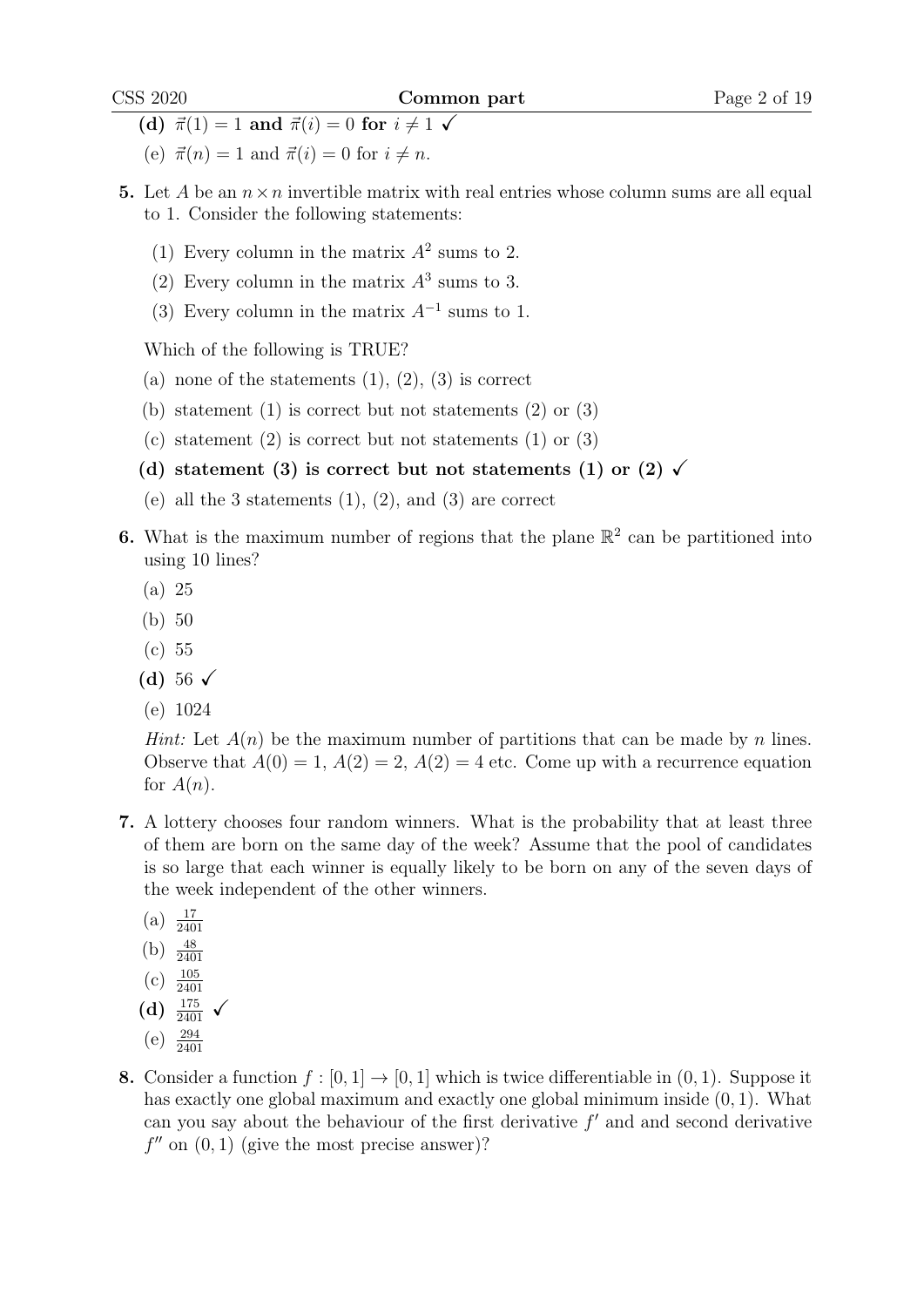**(d) $\vec{\pi}(1) = 1$ and $\vec{\pi}(i) = 0$ for $i \neq 1$ ✓**

(e) $\vec{\pi}(n) = 1$ and $\vec{\pi}(i) = 0$ for $i \neq n$.

**5.** Let $A$ be an $n \times n$ invertible matrix with real entries whose column sums are all equal to 1. Consider the following statements:

(1) Every column in the matrix $A^2$ sums to 2.

(2) Every column in the matrix $A^3$ sums to 3.

(3) Every column in the matrix $A^{-1}$ sums to 1.

Which of the following is TRUE?

(a) none of the statements (1), (2), (3) is correct

(b) statement (1) is correct but not statements (2) or (3)

(c) statement (2) is correct but not statements (1) or (3)

**(d) statement (3) is correct but not statements (1) or (2) ✓**

(e) all the 3 statements (1), (2), and (3) are correct

**6.** What is the maximum number of regions that the plane $\mathbb{R}^2$ can be partitioned into using 10 lines?

(a) 25

(b) 50

(c) 55

**(d) 56 ✓**

(e) 1024

*Hint:* Let $A(n)$ be the maximum number of partitions that can be made by $n$ lines. Observe that $A(0) = 1$, $A(2) = 2$, $A(2) = 4$ etc. Come up with a recurrence equation for $A(n)$.

**7.** A lottery chooses four random winners. What is the probability that at least three of them are born on the same day of the week? Assume that the pool of candidates is so large that each winner is equally likely to be born on any of the seven days of the week independent of the other winners.

(a) $\frac{17}{2401}$

(b) $\frac{48}{2401}$

(c) $\frac{105}{2401}$

**(d) $\frac{175}{2401}$ ✓**

(e) $\frac{294}{2401}$

**8.** Consider a function $f : [0,1] \to [0,1]$ which is twice differentiable in $(0,1)$. Suppose it has exactly one global maximum and exactly one global minimum inside $(0,1)$. What can you say about the behaviour of the first derivative $f'$ and and second derivative $f''$ on $(0,1)$ (give the most precise answer)?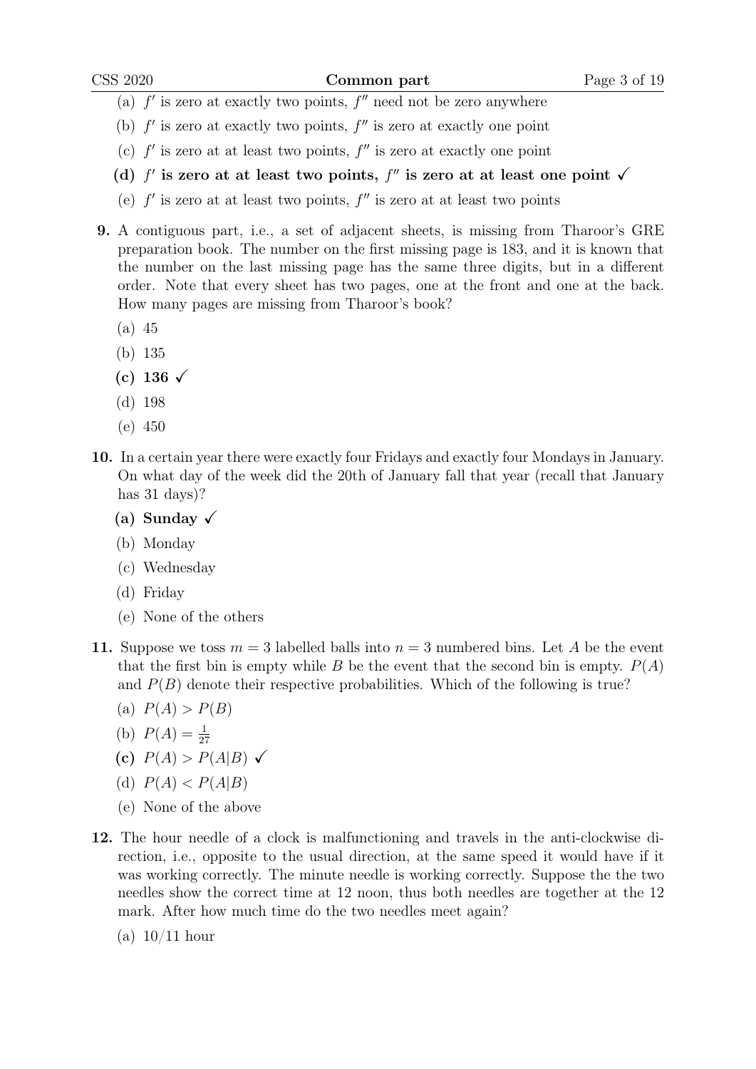(a) $f'$ is zero at exactly two points, $f''$ need not be zero anywhere

(b) $f'$ is zero at exactly two points, $f''$ is zero at exactly one point

(c) $f'$ is zero at at least two points, $f''$ is zero at exactly one point

**(d) $f'$ is zero at at least two points, $f''$ is zero at at least one point ✓**

(e) $f'$ is zero at at least two points, $f''$ is zero at at least two points

**9.** A contiguous part, i.e., a set of adjacent sheets, is missing from Tharoor's GRE preparation book. The number on the first missing page is 183, and it is known that the number on the last missing page has the same three digits, but in a different order. Note that every sheet has two pages, one at the front and one at the back. How many pages are missing from Tharoor's book?

(a) 45

(b) 135

**(c) 136 ✓**

(d) 198

(e) 450

**10.** In a certain year there were exactly four Fridays and exactly four Mondays in January. On what day of the week did the 20th of January fall that year (recall that January has 31 days)?

**(a) Sunday ✓**

(b) Monday

(c) Wednesday

(d) Friday

(e) None of the others

**11.** Suppose we toss $m = 3$ labelled balls into $n = 3$ numbered bins. Let $A$ be the event that the first bin is empty while $B$ be the event that the second bin is empty. $P(A)$ and $P(B)$ denote their respective probabilities. Which of the following is true?

(a) $P(A) > P(B)$

(b) $P(A) = \frac{1}{27}$

**(c) $P(A) > P(A|B)$ ✓**

(d) $P(A) < P(A|B)$

(e) None of the above

**12.** The hour needle of a clock is malfunctioning and travels in the anti-clockwise direction, i.e., opposite to the usual direction, at the same speed it would have if it was working correctly. The minute needle is working correctly. Suppose the the two needles show the correct time at 12 noon, thus both needles are together at the 12 mark. After how much time do the two needles meet again?

(a) $10/11$ hour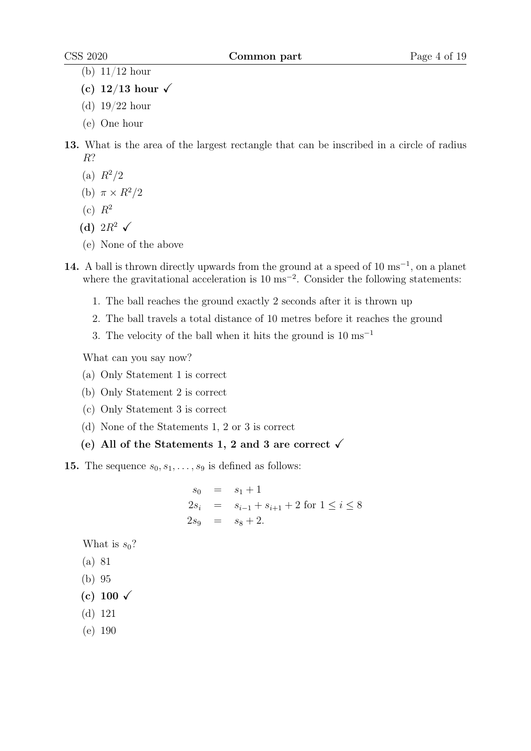(b) 11/12 hour

**(c) 12/13 hour ✓**

(d) 19/22 hour

(e) One hour

**13.** What is the area of the largest rectangle that can be inscribed in a circle of radius $R$?

(a) $R^2/2$

(b) $\pi \times R^2/2$

(c) $R^2$

**(d)** $2R^2$ **✓**

(e) None of the above

**14.** A ball is thrown directly upwards from the ground at a speed of 10 $\text{ms}^{-1}$, on a planet where the gravitational acceleration is 10 $\text{ms}^{-2}$. Consider the following statements:

1. The ball reaches the ground exactly 2 seconds after it is thrown up
2. The ball travels a total distance of 10 metres before it reaches the ground
3. The velocity of the ball when it hits the ground is 10 $\text{ms}^{-1}$

What can you say now?

(a) Only Statement 1 is correct

(b) Only Statement 2 is correct

(c) Only Statement 3 is correct

(d) None of the Statements 1, 2 or 3 is correct

**(e) All of the Statements 1, 2 and 3 are correct ✓**

**15.** The sequence $s_0, s_1, \ldots, s_9$ is defined as follows:

$$
\begin{aligned}
s_0 &= s_1 + 1 \\
2s_i &= s_{i-1} + s_{i+1} + 2 \text{ for } 1 \leq i \leq 8 \\
2s_9 &= s_8 + 2.
\end{aligned}
$$

What is $s_0$?

(a) 81

(b) 95

**(c) 100 ✓**

(d) 121

(e) 190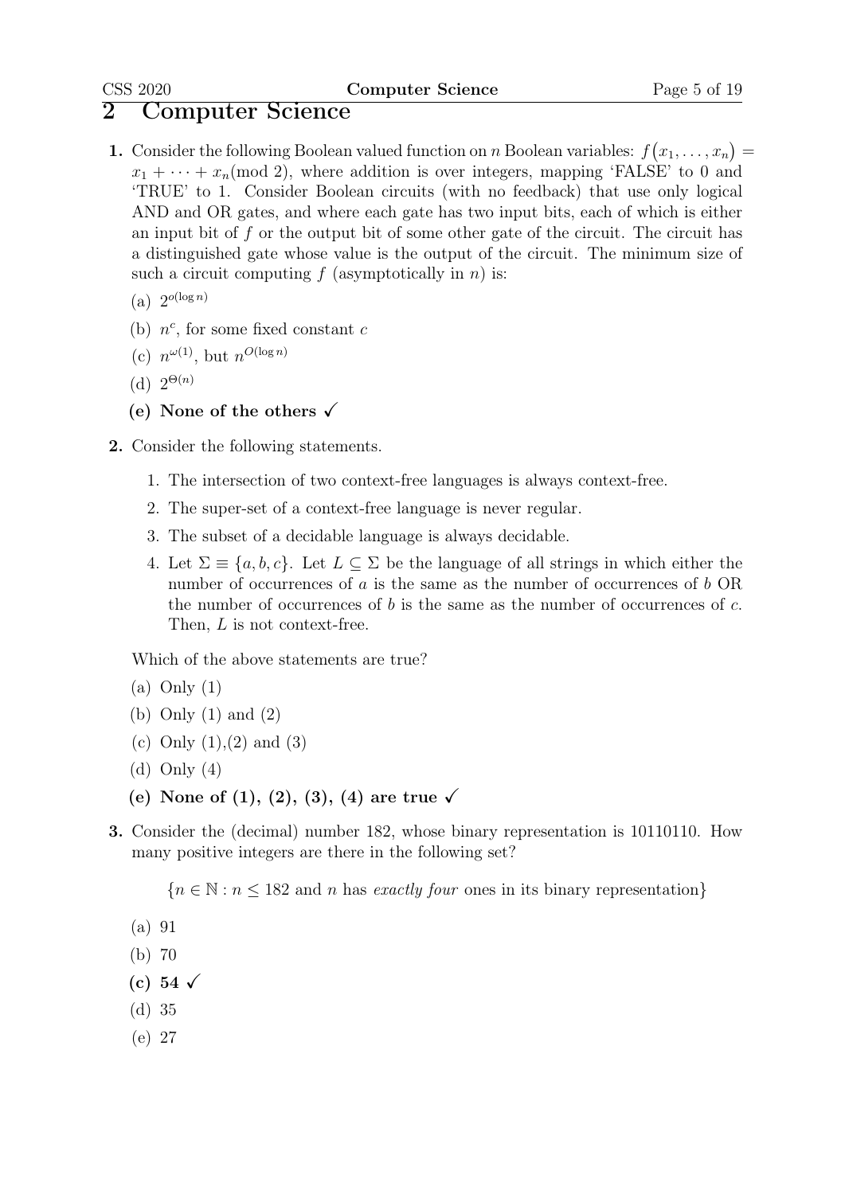# 2 Computer Science

**1.** Consider the following Boolean valued function on $n$ Boolean variables: $f(x_1, \ldots, x_n) = x_1 + \cdots + x_n \pmod 2$, where addition is over integers, mapping 'FALSE' to 0 and 'TRUE' to 1. Consider Boolean circuits (with no feedback) that use only logical AND and OR gates, and where each gate has two input bits, each of which is either an input bit of $f$ or the output bit of some other gate of the circuit. The circuit has a distinguished gate whose value is the output of the circuit. The minimum size of such a circuit computing $f$ (asymptotically in $n$) is:

(a) $2^{o(\log n)}$

(b) $n^c$, for some fixed constant $c$

(c) $n^{\omega(1)}$, but $n^{O(\log n)}$

(d) $2^{\Theta(n)}$

**(e) None of the others ✓**

**2.** Consider the following statements.

1. The intersection of two context-free languages is always context-free.
2. The super-set of a context-free language is never regular.
3. The subset of a decidable language is always decidable.
4. Let $\Sigma \equiv \{a, b, c\}$. Let $L \subseteq \Sigma$ be the language of all strings in which either the number of occurrences of $a$ is the same as the number of occurrences of $b$ OR the number of occurrences of $b$ is the same as the number of occurrences of $c$. Then, $L$ is not context-free.

Which of the above statements are true?

(a) Only (1)

(b) Only (1) and (2)

(c) Only (1),(2) and (3)

(d) Only (4)

**(e) None of (1), (2), (3), (4) are true ✓**

**3.** Consider the (decimal) number 182, whose binary representation is 10110110. How many positive integers are there in the following set?

$$\{n \in \mathbb{N} : n \leq 182 \text{ and } n \text{ has } \textit{exactly four} \text{ ones in its binary representation}\}$$

(a) 91

(b) 70

**(c) 54 ✓**

(d) 35

(e) 27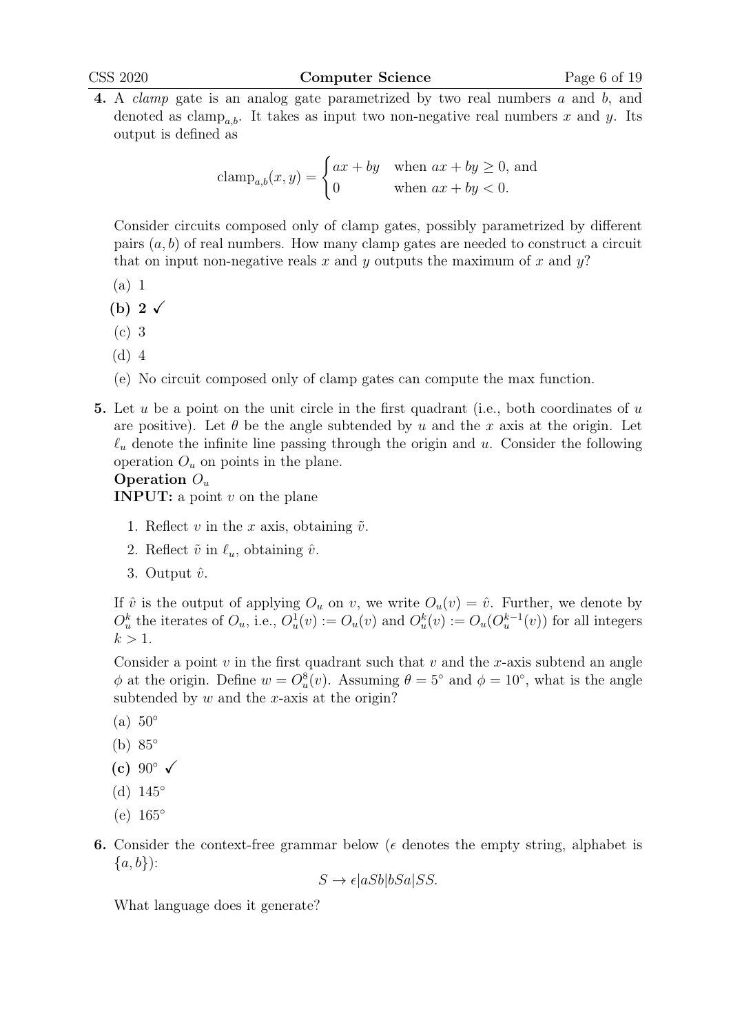**4.** A *clamp* gate is an analog gate parametrized by two real numbers $a$ and $b$, and denoted as $\text{clamp}_{a,b}$. It takes as input two non-negative real numbers $x$ and $y$. Its output is defined as

$$\text{clamp}_{a,b}(x, y) = \begin{cases} ax + by & \text{when } ax + by \geq 0, \text{ and} \\ 0 & \text{when } ax + by < 0. \end{cases}$$

Consider circuits composed only of clamp gates, possibly parametrized by different pairs $(a, b)$ of real numbers. How many clamp gates are needed to construct a circuit that on input non-negative reals $x$ and $y$ outputs the maximum of $x$ and $y$?

(a) 1

**(b) 2** ✓

(c) 3

(d) 4

(e) No circuit composed only of clamp gates can compute the max function.

**5.** Let $u$ be a point on the unit circle in the first quadrant (i.e., both coordinates of $u$ are positive). Let $\theta$ be the angle subtended by $u$ and the $x$ axis at the origin. Let $\ell_u$ denote the infinite line passing through the origin and $u$. Consider the following operation $O_u$ on points in the plane.

**Operation** $O_u$

**INPUT:** a point $v$ on the plane

1. Reflect $v$ in the $x$ axis, obtaining $\tilde{v}$.
2. Reflect $\tilde{v}$ in $\ell_u$, obtaining $\hat{v}$.
3. Output $\hat{v}$.

If $\hat{v}$ is the output of applying $O_u$ on $v$, we write $O_u(v) = \hat{v}$. Further, we denote by $O_u^k$ the iterates of $O_u$, i.e., $O_u^1(v) := O_u(v)$ and $O_u^k(v) := O_u(O_u^{k-1}(v))$ for all integers $k > 1$.

Consider a point $v$ in the first quadrant such that $v$ and the $x$-axis subtend an angle $\phi$ at the origin. Define $w = O_u^8(v)$. Assuming $\theta = 5^\circ$ and $\phi = 10^\circ$, what is the angle subtended by $w$ and the $x$-axis at the origin?

(a) $50^\circ$

(b) $85^\circ$

**(c)** $90^\circ$ ✓

(d) $145^\circ$

(e) $165^\circ$

**6.** Consider the context-free grammar below ($\epsilon$ denotes the empty string, alphabet is $\{a, b\}$):

$$S \rightarrow \epsilon | aSb | bSa | SS.$$

What language does it generate?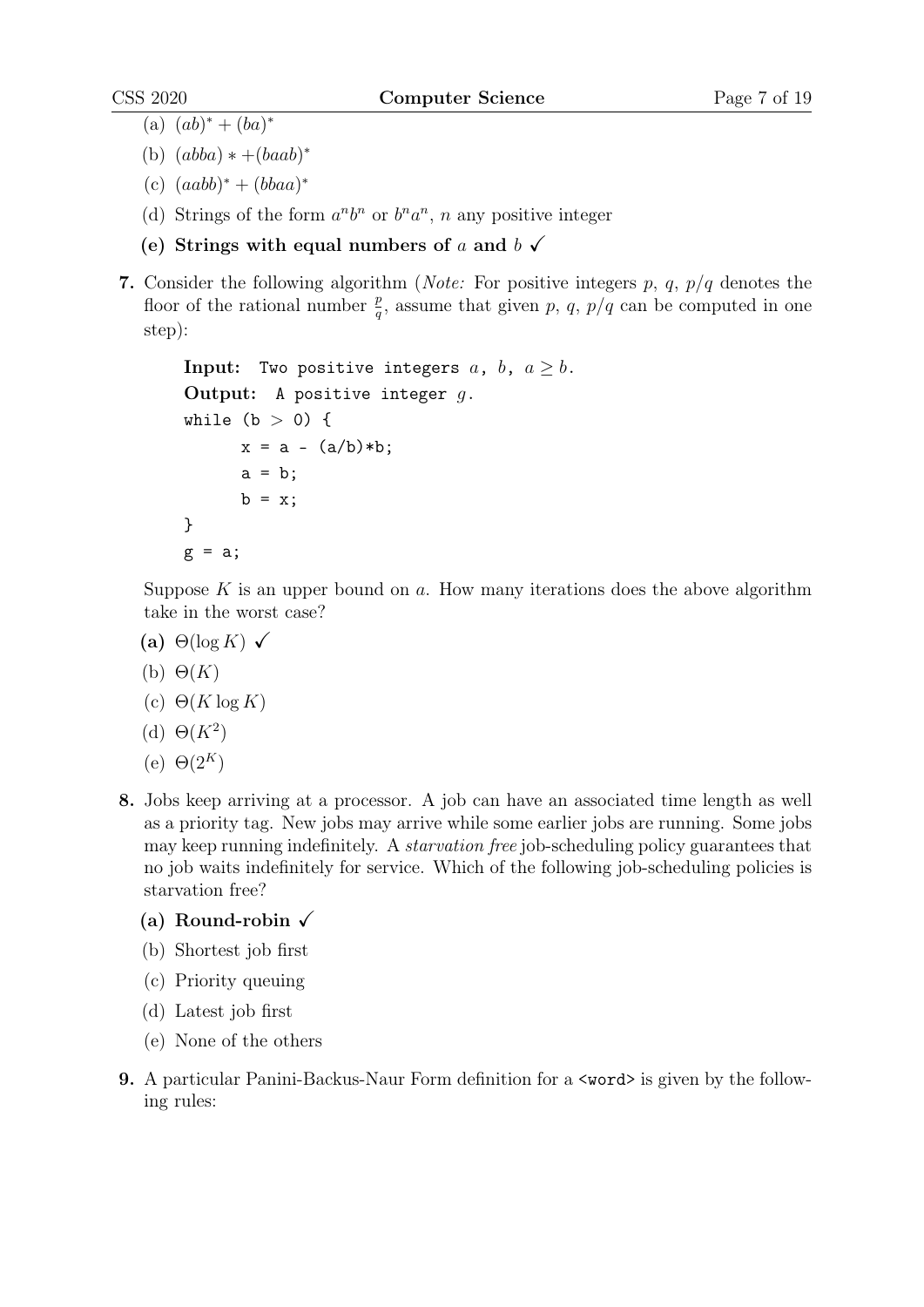(a) $(ab)^* + (ba)^*$

(b) $(abba)* + (baab)^*$

(c) $(aabb)^* + (bbaa)^*$

(d) Strings of the form $a^n b^n$ or $b^n a^n$, $n$ any positive integer

**(e) Strings with equal numbers of $a$ and $b$ ✓**

**7.** Consider the following algorithm (*Note:* For positive integers $p$, $q$, $p/q$ denotes the floor of the rational number $\frac{p}{q}$, assume that given $p$, $q$, $p/q$ can be computed in one step):

```
Input:  Two positive integers a, b, a ≥ b.
Output:  A positive integer g.
while (b > 0) {
      x = a - (a/b)*b;
      a = b;
      b = x;
}
g = a;
```

Suppose $K$ is an upper bound on $a$. How many iterations does the above algorithm take in the worst case?

**(a) $\Theta(\log K)$ ✓**

(b) $\Theta(K)$

(c) $\Theta(K \log K)$

(d) $\Theta(K^2)$

(e) $\Theta(2^K)$

**8.** Jobs keep arriving at a processor. A job can have an associated time length as well as a priority tag. New jobs may arrive while some earlier jobs are running. Some jobs may keep running indefinitely. A *starvation free* job-scheduling policy guarantees that no job waits indefinitely for service. Which of the following job-scheduling policies is starvation free?

**(a) Round-robin ✓**

(b) Shortest job first

(c) Priority queuing

(d) Latest job first

(e) None of the others

**9.** A particular Panini-Backus-Naur Form definition for a `<word>` is given by the following rules: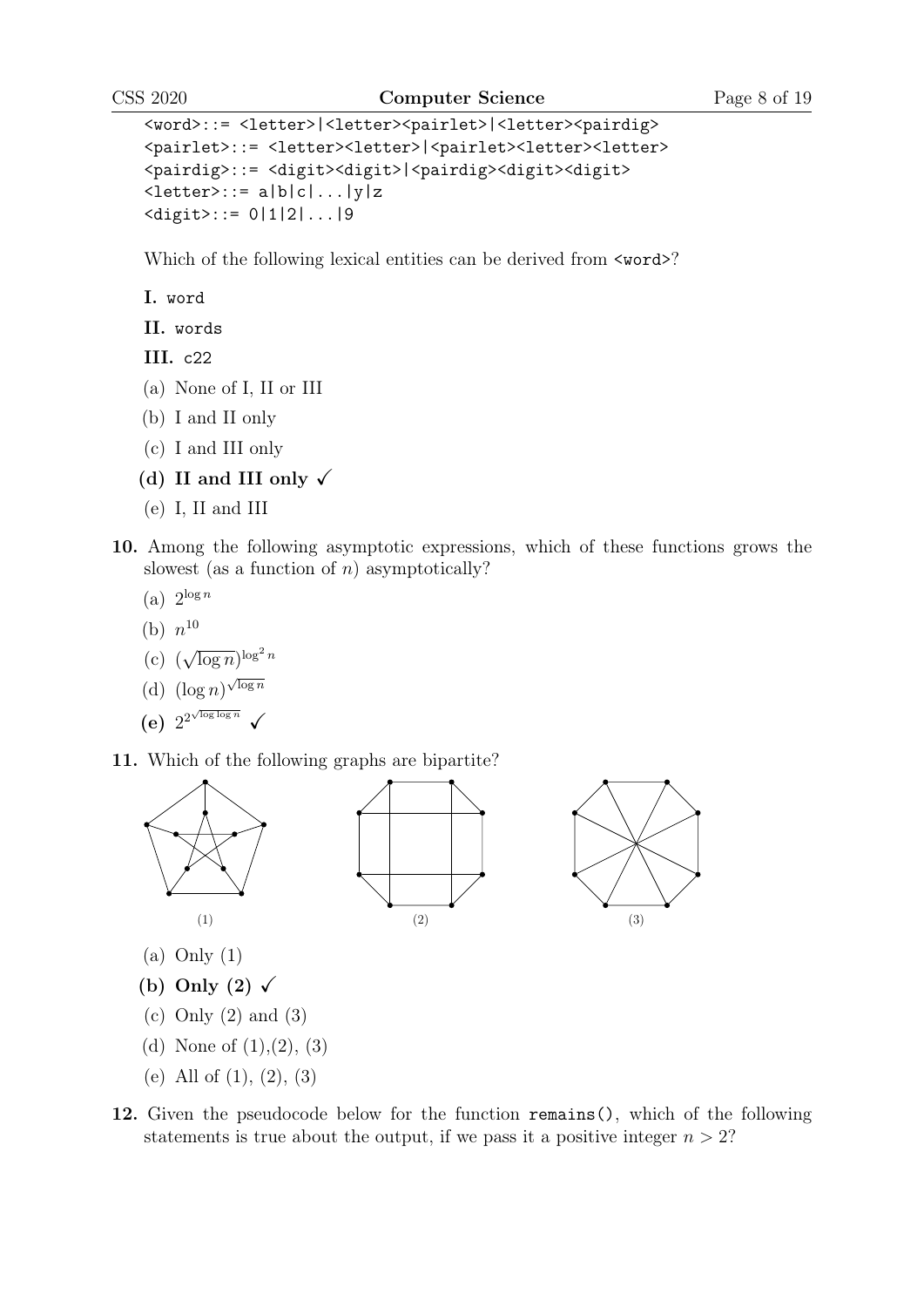```
<word>::= <letter>|<letter><pairlet>|<letter><pairdig>
<pairlet>::= <letter><letter>|<pairlet><letter><letter>
<pairdig>::= <digit><digit>|<pairdig><digit><digit>
<letter>::= a|b|c|...|y|z
<digit>::= 0|1|2|...|9
```

Which of the following lexical entities can be derived from `<word>`?

**I.** `word`

**II.** `words`

**III.** `c22`

(a) None of I, II or III

(b) I and II only

(c) I and III only

**(d) II and III only ✓**

(e) I, II and III

**10.** Among the following asymptotic expressions, which of these functions grows the slowest (as a function of $n$) asymptotically?

(a) $2^{\log n}$

(b) $n^{10}$

(c) $(\sqrt{\log n})^{\log^2 n}$

(d) $(\log n)^{\sqrt{\log n}}$

**(e)** $2^{2^{\sqrt{\log \log n}}}$ **✓**

**11.** Which of the following graphs are bipartite?

(1) (2) (3)

(a) Only (1)

**(b) Only (2) ✓**

(c) Only (2) and (3)

(d) None of (1),(2), (3)

(e) All of (1), (2), (3)

**12.** Given the pseudocode below for the function `remains()`, which of the following statements is true about the output, if we pass it a positive integer $n > 2$?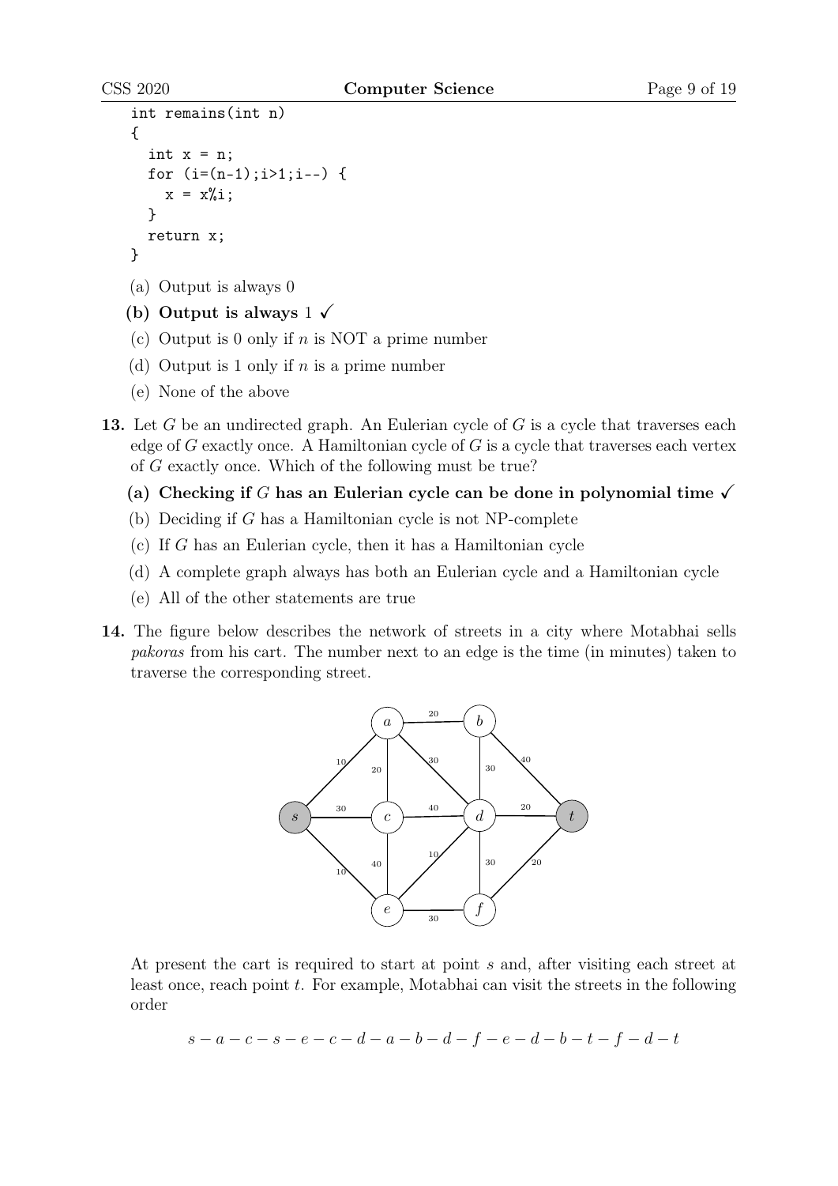```
int remains(int n)
{
  int x = n;
  for (i=(n-1);i>1;i--) {
    x = x%i;
  }
  return x;
}
```

(a) Output is always 0

**(b) Output is always 1 ✓**

(c) Output is 0 only if $n$ is NOT a prime number

(d) Output is 1 only if $n$ is a prime number

(e) None of the above

**13.** Let $G$ be an undirected graph. An Eulerian cycle of $G$ is a cycle that traverses each edge of $G$ exactly once. A Hamiltonian cycle of $G$ is a cycle that traverses each vertex of $G$ exactly once. Which of the following must be true?

**(a) Checking if $G$ has an Eulerian cycle can be done in polynomial time ✓**

(b) Deciding if $G$ has a Hamiltonian cycle is not NP-complete

(c) If $G$ has an Eulerian cycle, then it has a Hamiltonian cycle

(d) A complete graph always has both an Eulerian cycle and a Hamiltonian cycle

(e) All of the other statements are true

**14.** The figure below describes the network of streets in a city where Motabhai sells *pakoras* from his cart. The number next to an edge is the time (in minutes) taken to traverse the corresponding street.

At present the cart is required to start at point $s$ and, after visiting each street at least once, reach point $t$. For example, Motabhai can visit the streets in the following order

$$s - a - c - s - e - c - d - a - b - d - f - e - d - b - t - f - d - t$$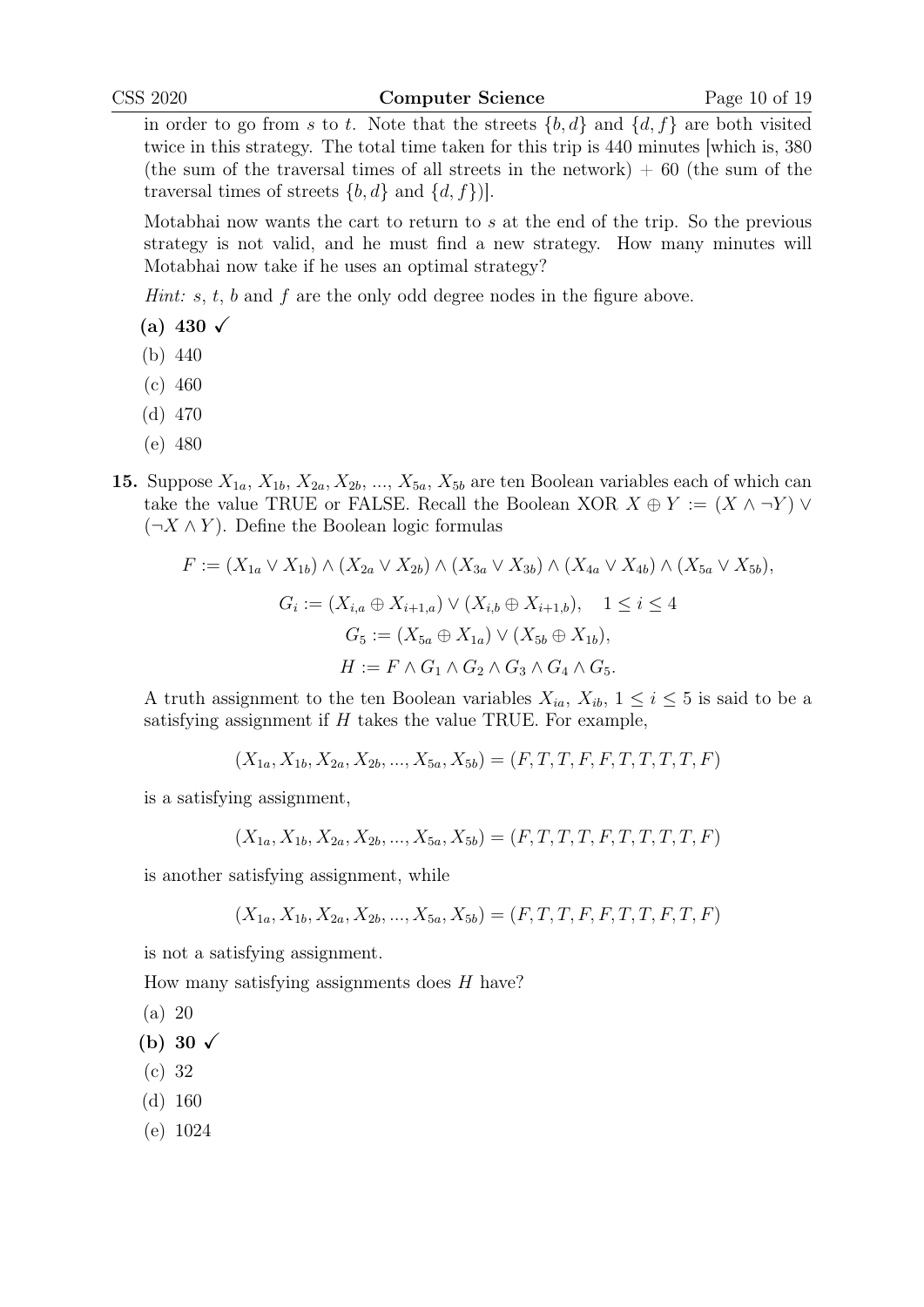in order to go from $s$ to $t$. Note that the streets $\{b, d\}$ and $\{d, f\}$ are both visited twice in this strategy. The total time taken for this trip is 440 minutes [which is, 380 (the sum of the traversal times of all streets in the network) + 60 (the sum of the traversal times of streets $\{b, d\}$ and $\{d, f\}$)].

Motabhai now wants the cart to return to $s$ at the end of the trip. So the previous strategy is not valid, and he must find a new strategy. How many minutes will Motabhai now take if he uses an optimal strategy?

*Hint:* $s$, $t$, $b$ and $f$ are the only odd degree nodes in the figure above.

- **(a) 430 ✓**
- (b) 440
- (c) 460
- (d) 470
- (e) 480

**15.** Suppose $X_{1a}$, $X_{1b}$, $X_{2a}$, $X_{2b}$, ..., $X_{5a}$, $X_{5b}$ are ten Boolean variables each of which can take the value TRUE or FALSE. Recall the Boolean XOR $X \oplus Y := (X \wedge \neg Y) \vee (\neg X \wedge Y)$. Define the Boolean logic formulas

$$F := (X_{1a} \vee X_{1b}) \wedge (X_{2a} \vee X_{2b}) \wedge (X_{3a} \vee X_{3b}) \wedge (X_{4a} \vee X_{4b}) \wedge (X_{5a} \vee X_{5b}),$$

$$G_i := (X_{i,a} \oplus X_{i+1,a}) \vee (X_{i,b} \oplus X_{i+1,b}), \quad 1 \leq i \leq 4$$

$$G_5 := (X_{5a} \oplus X_{1a}) \vee (X_{5b} \oplus X_{1b}),$$

$$H := F \wedge G_1 \wedge G_2 \wedge G_3 \wedge G_4 \wedge G_5.$$

A truth assignment to the ten Boolean variables $X_{ia}$, $X_{ib}$, $1 \leq i \leq 5$ is said to be a satisfying assignment if $H$ takes the value TRUE. For example,

$$(X_{1a}, X_{1b}, X_{2a}, X_{2b}, ..., X_{5a}, X_{5b}) = (F, T, T, F, F, T, T, T, T, F)$$

is a satisfying assignment,

$$(X_{1a}, X_{1b}, X_{2a}, X_{2b}, ..., X_{5a}, X_{5b}) = (F, T, T, T, F, T, T, T, T, F)$$

is another satisfying assignment, while

$$(X_{1a}, X_{1b}, X_{2a}, X_{2b}, ..., X_{5a}, X_{5b}) = (F, T, T, F, F, T, T, F, T, F)$$

is not a satisfying assignment.

How many satisfying assignments does $H$ have?

- (a) 20
- **(b) 30 ✓**
- (c) 32
- (d) 160
- (e) 1024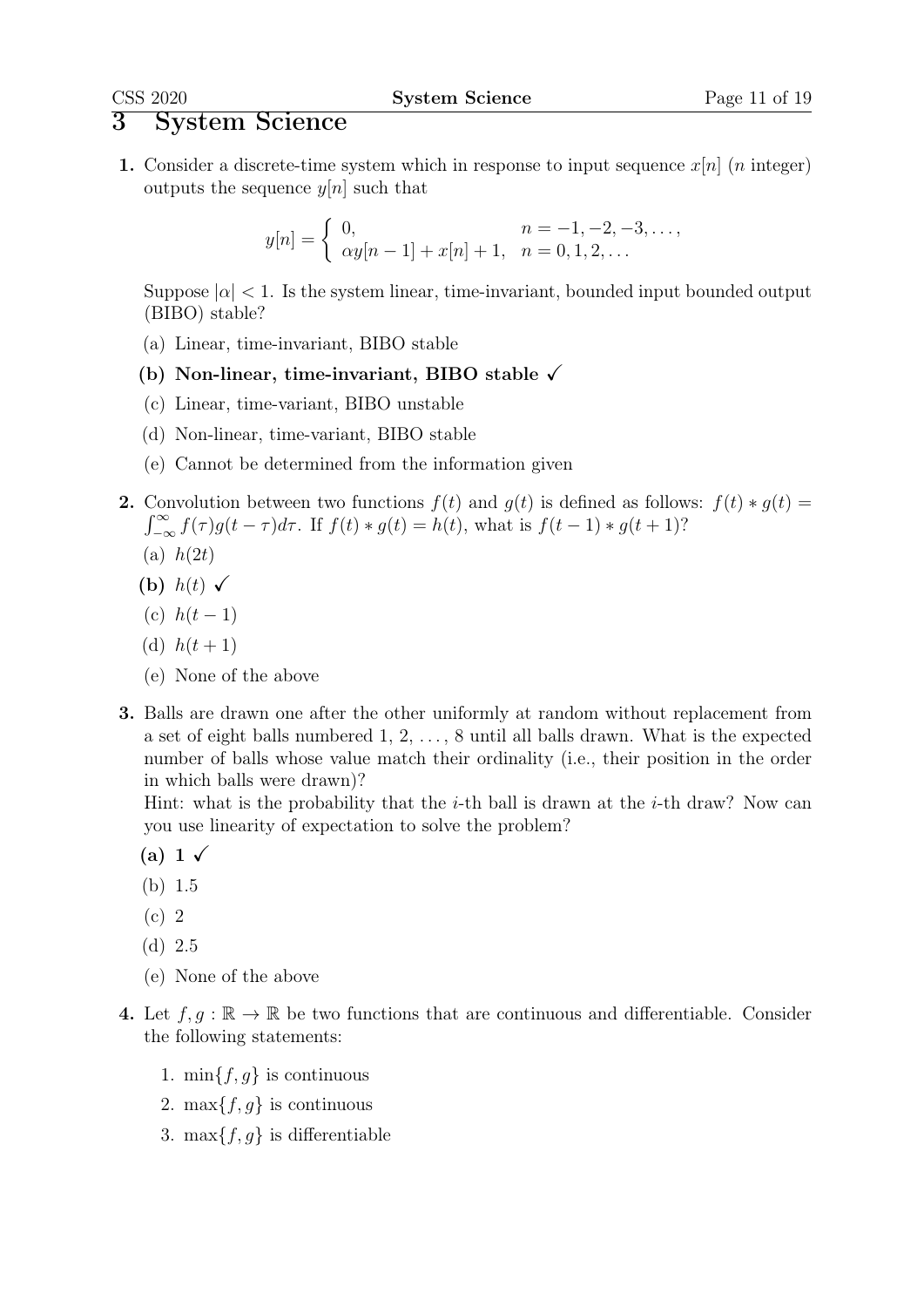# 3 System Science

**1.** Consider a discrete-time system which in response to input sequence $x[n]$ ($n$ integer) outputs the sequence $y[n]$ such that

$$y[n] = \begin{cases} 0, & n = -1, -2, -3, \ldots, \\ \alpha y[n-1] + x[n] + 1, & n = 0, 1, 2, \ldots \end{cases}$$

Suppose $|\alpha| < 1$. Is the system linear, time-invariant, bounded input bounded output (BIBO) stable?

(a) Linear, time-invariant, BIBO stable

**(b) Non-linear, time-invariant, BIBO stable ✓**

(c) Linear, time-variant, BIBO unstable

(d) Non-linear, time-variant, BIBO stable

(e) Cannot be determined from the information given

**2.** Convolution between two functions $f(t)$ and $g(t)$ is defined as follows: $f(t) * g(t) = \int_{-\infty}^{\infty} f(\tau) g(t - \tau) d\tau$. If $f(t) * g(t) = h(t)$, what is $f(t-1) * g(t+1)$?

(a) $h(2t)$

**(b)** $h(t)$ **✓**

(c) $h(t-1)$

(d) $h(t+1)$

(e) None of the above

**3.** Balls are drawn one after the other uniformly at random without replacement from a set of eight balls numbered 1, 2, …, 8 until all balls drawn. What is the expected number of balls whose value match their ordinality (i.e., their position in the order in which balls were drawn)?
Hint: what is the probability that the $i$-th ball is drawn at the $i$-th draw? Now can you use linearity of expectation to solve the problem?

**(a) 1 ✓**

(b) 1.5

(c) 2

(d) 2.5

(e) None of the above

**4.** Let $f, g : \mathbb{R} \to \mathbb{R}$ be two functions that are continuous and differentiable. Consider the following statements:

1. $\min\{f, g\}$ is continuous
2. $\max\{f, g\}$ is continuous
3. $\max\{f, g\}$ is differentiable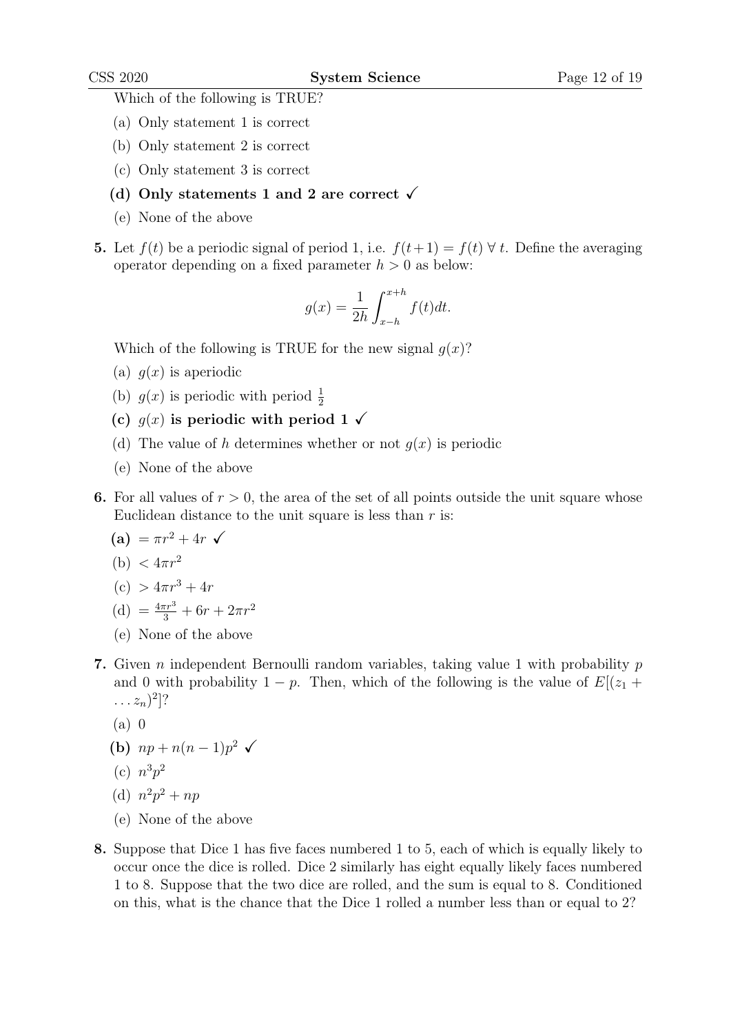Which of the following is TRUE?

(a) Only statement 1 is correct

(b) Only statement 2 is correct

(c) Only statement 3 is correct

**(d) Only statements 1 and 2 are correct** ✓

(e) None of the above

**5.** Let $f(t)$ be a periodic signal of period 1, i.e. $f(t+1) = f(t) \; \forall \; t$. Define the averaging operator depending on a fixed parameter $h > 0$ as below:

$$g(x) = \frac{1}{2h} \int_{x-h}^{x+h} f(t) dt.$$

Which of the following is TRUE for the new signal $g(x)$?

(a) $g(x)$ is aperiodic

(b) $g(x)$ is periodic with period $\frac{1}{2}$

**(c) $g(x)$ is periodic with period 1** ✓

(d) The value of $h$ determines whether or not $g(x)$ is periodic

(e) None of the above

**6.** For all values of $r > 0$, the area of the set of all points outside the unit square whose Euclidean distance to the unit square is less than $r$ is:

**(a)** $= \pi r^2 + 4r$ ✓

(b) $< 4\pi r^2$

(c) $> 4\pi r^3 + 4r$

(d) $= \frac{4\pi r^3}{3} + 6r + 2\pi r^2$

(e) None of the above

**7.** Given $n$ independent Bernoulli random variables, taking value 1 with probability $p$ and 0 with probability $1 - p$. Then, which of the following is the value of $E[(z_1 + \ldots z_n)^2]$?

(a) 0

**(b)** $np + n(n-1)p^2$ ✓

(c) $n^3 p^2$

(d) $n^2 p^2 + np$

(e) None of the above

**8.** Suppose that Dice 1 has five faces numbered 1 to 5, each of which is equally likely to occur once the dice is rolled. Dice 2 similarly has eight equally likely faces numbered 1 to 8. Suppose that the two dice are rolled, and the sum is equal to 8. Conditioned on this, what is the chance that the Dice 1 rolled a number less than or equal to 2?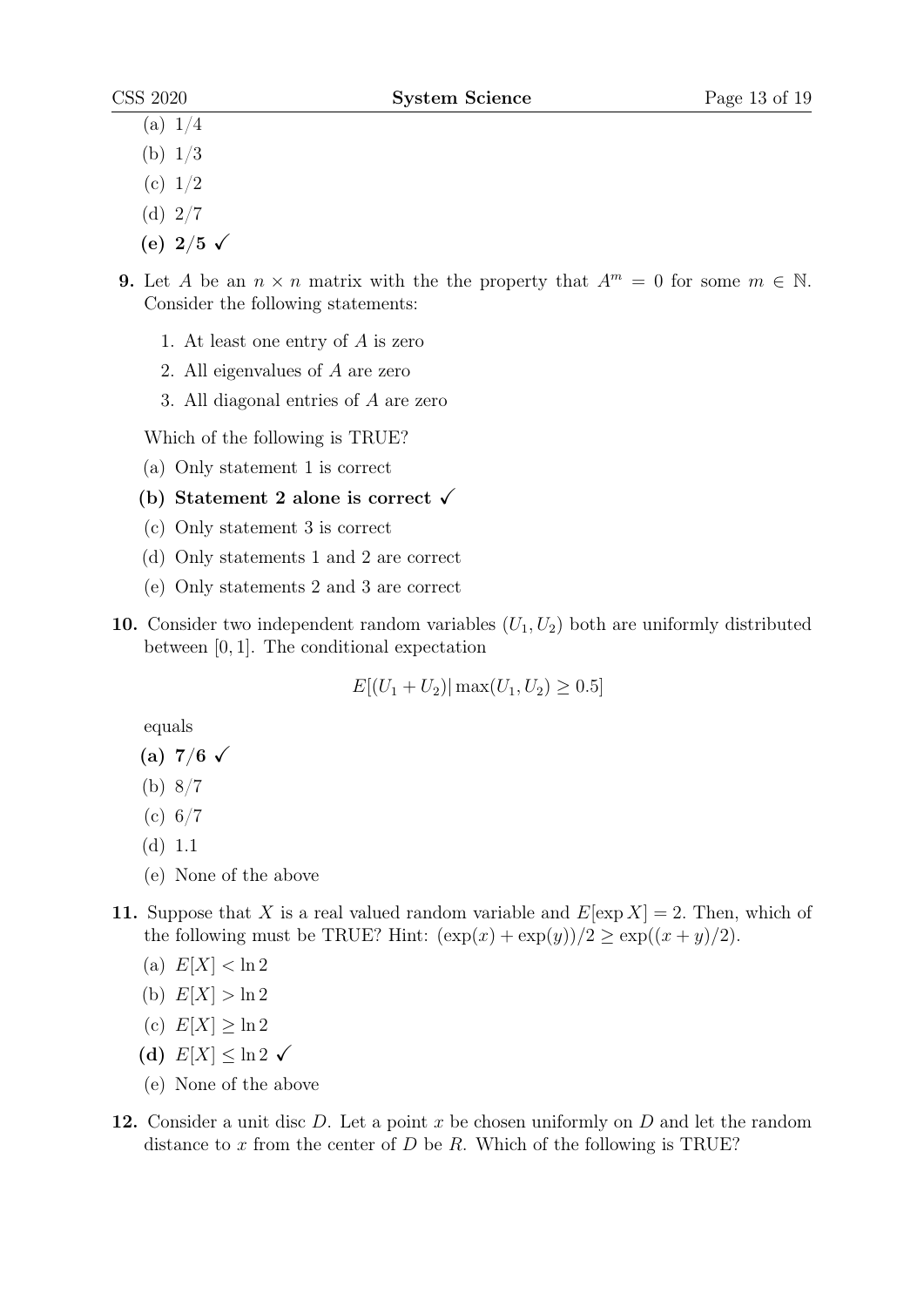(a) $1/4$

(b) $1/3$

(c) $1/2$

(d) $2/7$

**(e) $2/5$ ✓**

**9.** Let $A$ be an $n \times n$ matrix with the the property that $A^m = 0$ for some $m \in \mathbb{N}$. Consider the following statements:

1. At least one entry of $A$ is zero
2. All eigenvalues of $A$ are zero
3. All diagonal entries of $A$ are zero

Which of the following is TRUE?

(a) Only statement 1 is correct

**(b) Statement 2 alone is correct ✓**

(c) Only statement 3 is correct

(d) Only statements 1 and 2 are correct

(e) Only statements 2 and 3 are correct

**10.** Consider two independent random variables $(U_1, U_2)$ both are uniformly distributed between $[0, 1]$. The conditional expectation

$$E[(U_1 + U_2)| \max(U_1, U_2) \geq 0.5]$$

equals

**(a) $7/6$ ✓**

(b) $8/7$

(c) $6/7$

(d) $1.1$

(e) None of the above

**11.** Suppose that $X$ is a real valued random variable and $E[\exp X] = 2$. Then, which of the following must be TRUE? Hint: $(\exp(x) + \exp(y))/2 \geq \exp((x + y)/2)$.

(a) $E[X] < \ln 2$

(b) $E[X] > \ln 2$

(c) $E[X] \geq \ln 2$

**(d) $E[X] \leq \ln 2$ ✓**

(e) None of the above

**12.** Consider a unit disc $D$. Let a point $x$ be chosen uniformly on $D$ and let the random distance to $x$ from the center of $D$ be $R$. Which of the following is TRUE?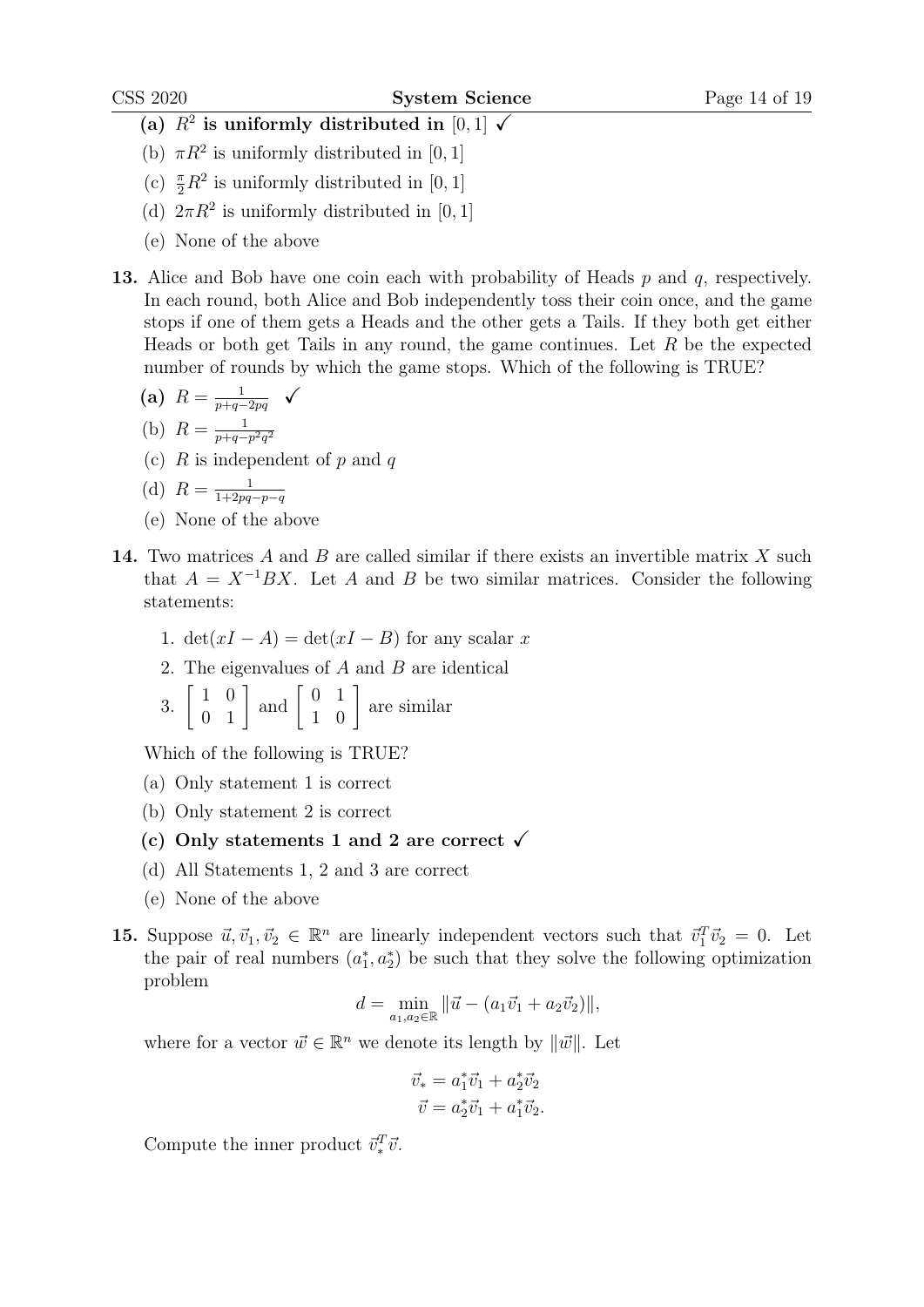**(a) $R^2$ is uniformly distributed in $[0, 1]$ ✓**

(b) $\pi R^2$ is uniformly distributed in $[0, 1]$

(c) $\frac{\pi}{2} R^2$ is uniformly distributed in $[0, 1]$

(d) $2\pi R^2$ is uniformly distributed in $[0, 1]$

(e) None of the above

**13.** Alice and Bob have one coin each with probability of Heads $p$ and $q$, respectively. In each round, both Alice and Bob independently toss their coin once, and the game stops if one of them gets a Heads and the other gets a Tails. If they both get either Heads or both get Tails in any round, the game continues. Let $R$ be the expected number of rounds by which the game stops. Which of the following is TRUE?

**(a) $R = \frac{1}{p+q-2pq}$ ✓**

(b) $R = \frac{1}{p+q-p^2q^2}$

(c) $R$ is independent of $p$ and $q$

(d) $R = \frac{1}{1+2pq-p-q}$

(e) None of the above

**14.** Two matrices $A$ and $B$ are called similar if there exists an invertible matrix $X$ such that $A = X^{-1}BX$. Let $A$ and $B$ be two similar matrices. Consider the following statements:

1. $\det(xI - A) = \det(xI - B)$ for any scalar $x$
2. The eigenvalues of $A$ and $B$ are identical
3. $\begin{bmatrix} 1 & 0 \\ 0 & 1 \end{bmatrix}$ and $\begin{bmatrix} 0 & 1 \\ 1 & 0 \end{bmatrix}$ are similar

Which of the following is TRUE?

(a) Only statement 1 is correct

(b) Only statement 2 is correct

**(c) Only statements 1 and 2 are correct ✓**

(d) All Statements 1, 2 and 3 are correct

(e) None of the above

**15.** Suppose $\vec{u}, \vec{v}_1, \vec{v}_2 \in \mathbb{R}^n$ are linearly independent vectors such that $\vec{v}_1^T \vec{v}_2 = 0$. Let the pair of real numbers $(a_1^*, a_2^*)$ be such that they solve the following optimization problem

$$d = \min_{a_1, a_2 \in \mathbb{R}} \|\vec{u} - (a_1\vec{v}_1 + a_2\vec{v}_2)\|,$$

where for a vector $\vec{w} \in \mathbb{R}^n$ we denote its length by $\|\vec{w}\|$. Let

$$\vec{v}_* = a_1^*\vec{v}_1 + a_2^*\vec{v}_2$$
$$\vec{v} = a_2^*\vec{v}_1 + a_1^*\vec{v}_2.$$

Compute the inner product $\vec{v}_*^T \vec{v}$.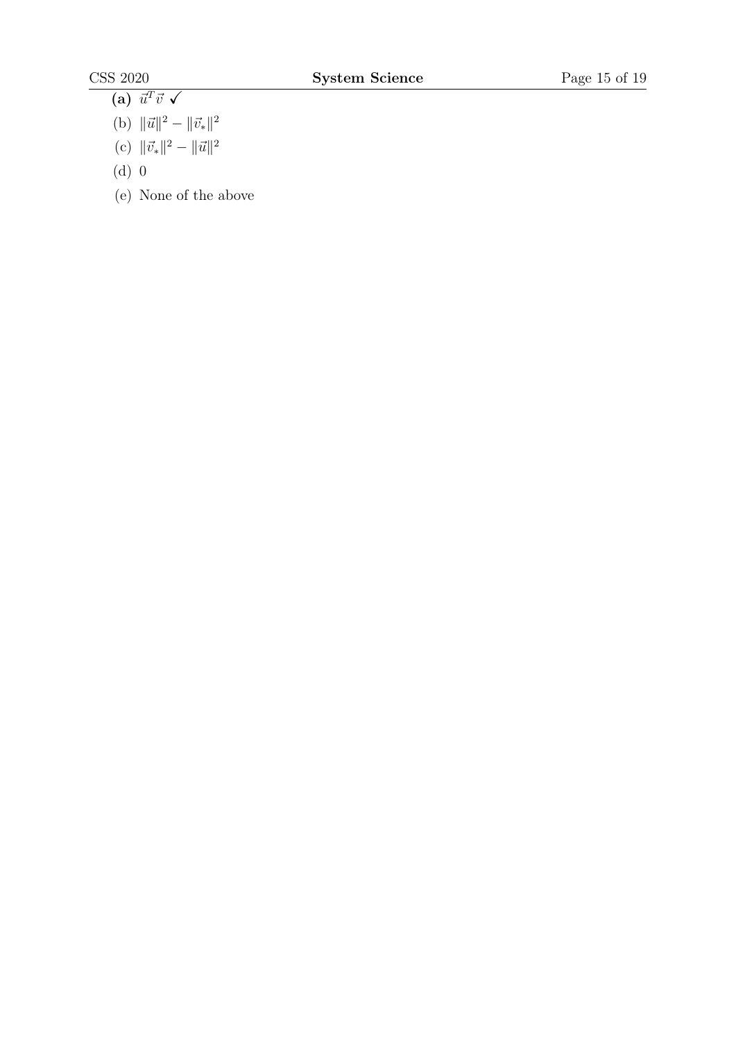**(a)** $\vec{u}^T\vec{v}$ ✓

(b) $\|\vec{u}\|^2 - \|\vec{v}_*\|^2$

(c) $\|\vec{v}_*\|^2 - \|\vec{u}\|^2$

(d) 0

(e) None of the above